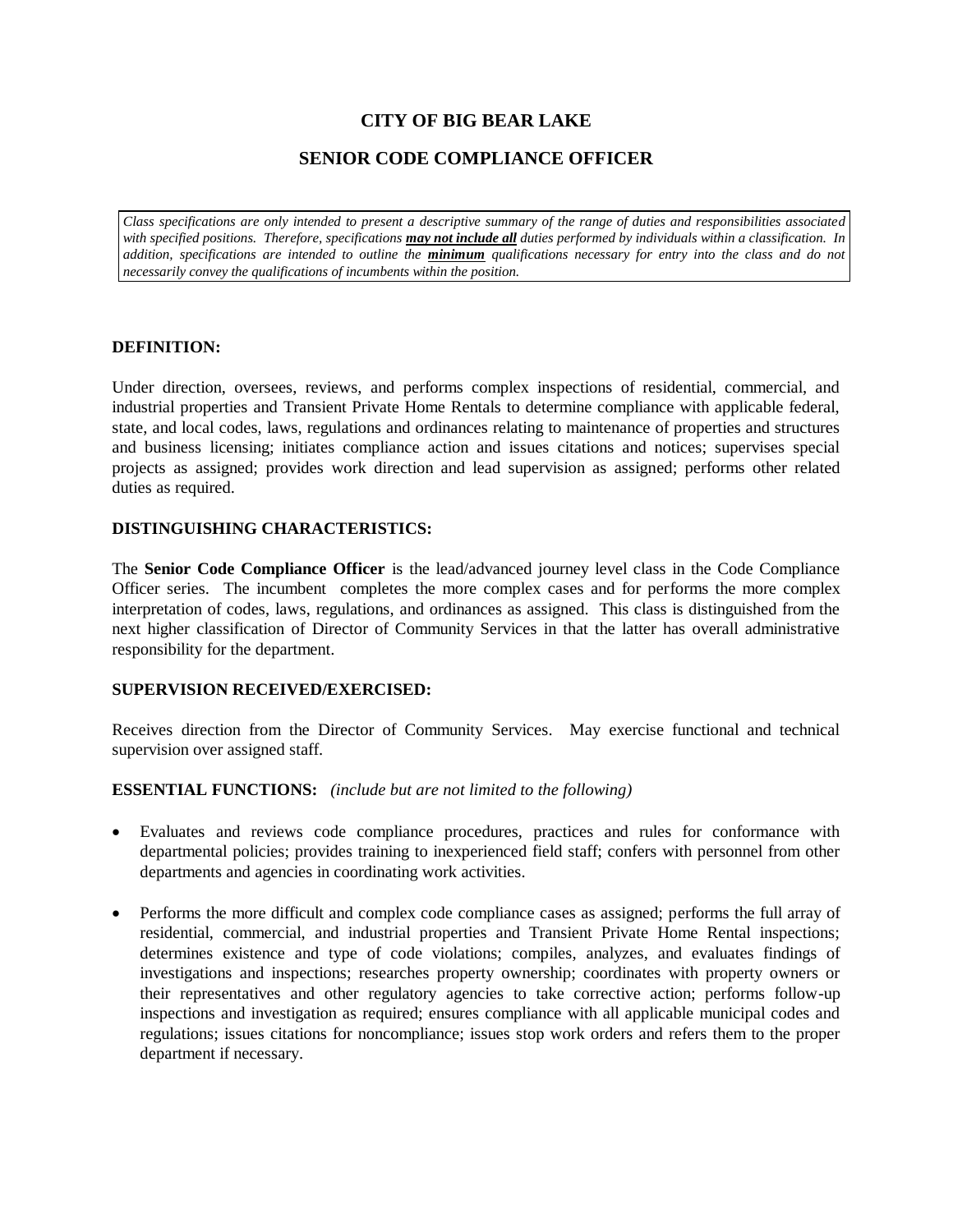# CITY OF BIG BEAR LAKE

## SENIOR CODE COMPLIANCE OFFICER

*Class specifications are only intended to present a descriptive summary of the range of duties and responsibilities associated with specified positions. Therefore, specifications **may not include all** duties performed by individuals within a classification. In addition, specifications are intended to outline the **minimum** qualifications necessary for entry into the class and do not necessarily convey the qualifications of incumbents within the position.*

### DEFINITION:

Under direction, oversees, reviews, and performs complex inspections of residential, commercial, and industrial properties and Transient Private Home Rentals to determine compliance with applicable federal, state, and local codes, laws, regulations and ordinances relating to maintenance of properties and structures and business licensing; initiates compliance action and issues citations and notices; supervises special projects as assigned; provides work direction and lead supervision as assigned; performs other related duties as required.

### DISTINGUISHING CHARACTERISTICS:

The **Senior Code Compliance Officer** is the lead/advanced journey level class in the Code Compliance Officer series. The incumbent completes the more complex cases and for performs the more complex interpretation of codes, laws, regulations, and ordinances as assigned. This class is distinguished from the next higher classification of Director of Community Services in that the latter has overall administrative responsibility for the department.

### SUPERVISION RECEIVED/EXERCISED:

Receives direction from the Director of Community Services. May exercise functional and technical supervision over assigned staff.

### ESSENTIAL FUNCTIONS: *(include but are not limited to the following)*

- Evaluates and reviews code compliance procedures, practices and rules for conformance with departmental policies; provides training to inexperienced field staff; confers with personnel from other departments and agencies in coordinating work activities.
- Performs the more difficult and complex code compliance cases as assigned; performs the full array of residential, commercial, and industrial properties and Transient Private Home Rental inspections; determines existence and type of code violations; compiles, analyzes, and evaluates findings of investigations and inspections; researches property ownership; coordinates with property owners or their representatives and other regulatory agencies to take corrective action; performs follow-up inspections and investigation as required; ensures compliance with all applicable municipal codes and regulations; issues citations for noncompliance; issues stop work orders and refers them to the proper department if necessary.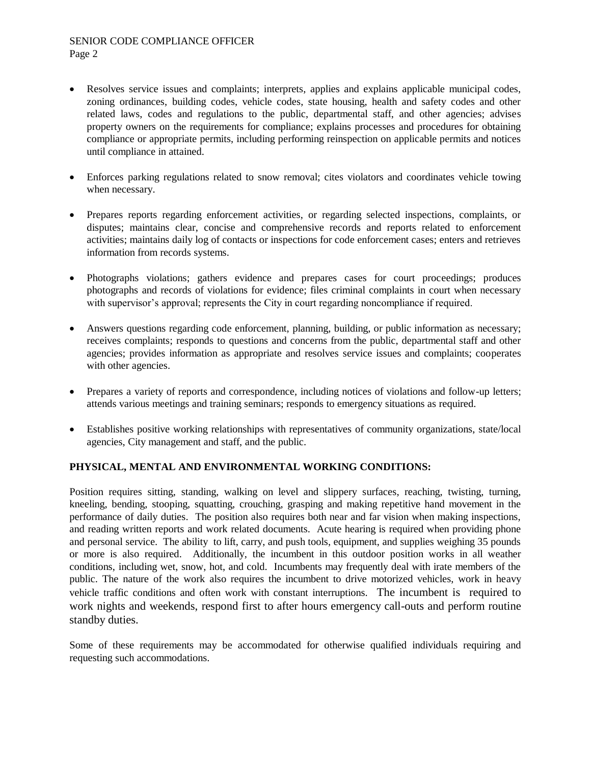- Resolves service issues and complaints; interprets, applies and explains applicable municipal codes, zoning ordinances, building codes, vehicle codes, state housing, health and safety codes and other related laws, codes and regulations to the public, departmental staff, and other agencies; advises property owners on the requirements for compliance; explains processes and procedures for obtaining compliance or appropriate permits, including performing reinspection on applicable permits and notices until compliance in attained.

- Enforces parking regulations related to snow removal; cites violators and coordinates vehicle towing when necessary.

- Prepares reports regarding enforcement activities, or regarding selected inspections, complaints, or disputes; maintains clear, concise and comprehensive records and reports related to enforcement activities; maintains daily log of contacts or inspections for code enforcement cases; enters and retrieves information from records systems.

- Photographs violations; gathers evidence and prepares cases for court proceedings; produces photographs and records of violations for evidence; files criminal complaints in court when necessary with supervisor's approval; represents the City in court regarding noncompliance if required.

- Answers questions regarding code enforcement, planning, building, or public information as necessary; receives complaints; responds to questions and concerns from the public, departmental staff and other agencies; provides information as appropriate and resolves service issues and complaints; cooperates with other agencies.

- Prepares a variety of reports and correspondence, including notices of violations and follow-up letters; attends various meetings and training seminars; responds to emergency situations as required.

- Establishes positive working relationships with representatives of community organizations, state/local agencies, City management and staff, and the public.

**PHYSICAL, MENTAL AND ENVIRONMENTAL WORKING CONDITIONS:**

Position requires sitting, standing, walking on level and slippery surfaces, reaching, twisting, turning, kneeling, bending, stooping, squatting, crouching, grasping and making repetitive hand movement in the performance of daily duties. The position also requires both near and far vision when making inspections, and reading written reports and work related documents. Acute hearing is required when providing phone and personal service. The ability to lift, carry, and push tools, equipment, and supplies weighing 35 pounds or more is also required. Additionally, the incumbent in this outdoor position works in all weather conditions, including wet, snow, hot, and cold. Incumbents may frequently deal with irate members of the public. The nature of the work also requires the incumbent to drive motorized vehicles, work in heavy vehicle traffic conditions and often work with constant interruptions. The incumbent is required to work nights and weekends, respond first to after hours emergency call-outs and perform routine standby duties.

Some of these requirements may be accommodated for otherwise qualified individuals requiring and requesting such accommodations.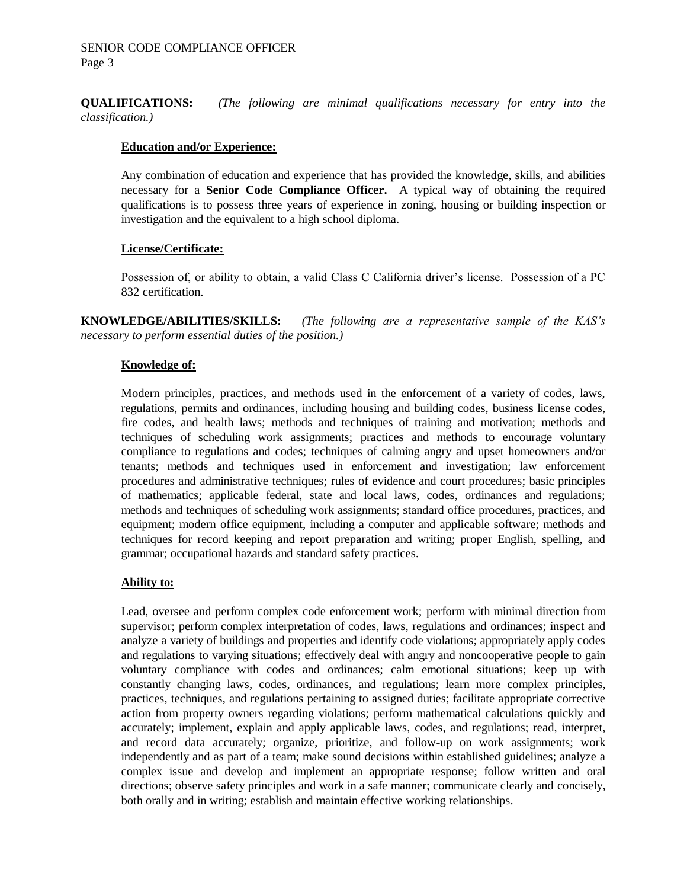**QUALIFICATIONS:** *(The following are minimal qualifications necessary for entry into the classification.)*

**Education and/or Experience:**

Any combination of education and experience that has provided the knowledge, skills, and abilities necessary for a **Senior Code Compliance Officer.** A typical way of obtaining the required qualifications is to possess three years of experience in zoning, housing or building inspection or investigation and the equivalent to a high school diploma.

**License/Certificate:**

Possession of, or ability to obtain, a valid Class C California driver's license. Possession of a PC 832 certification.

**KNOWLEDGE/ABILITIES/SKILLS:** *(The following are a representative sample of the KAS's necessary to perform essential duties of the position.)*

**Knowledge of:**

Modern principles, practices, and methods used in the enforcement of a variety of codes, laws, regulations, permits and ordinances, including housing and building codes, business license codes, fire codes, and health laws; methods and techniques of training and motivation; methods and techniques of scheduling work assignments; practices and methods to encourage voluntary compliance to regulations and codes; techniques of calming angry and upset homeowners and/or tenants; methods and techniques used in enforcement and investigation; law enforcement procedures and administrative techniques; rules of evidence and court procedures; basic principles of mathematics; applicable federal, state and local laws, codes, ordinances and regulations; methods and techniques of scheduling work assignments; standard office procedures, practices, and equipment; modern office equipment, including a computer and applicable software; methods and techniques for record keeping and report preparation and writing; proper English, spelling, and grammar; occupational hazards and standard safety practices.

**Ability to:**

Lead, oversee and perform complex code enforcement work; perform with minimal direction from supervisor; perform complex interpretation of codes, laws, regulations and ordinances; inspect and analyze a variety of buildings and properties and identify code violations; appropriately apply codes and regulations to varying situations; effectively deal with angry and noncooperative people to gain voluntary compliance with codes and ordinances; calm emotional situations; keep up with constantly changing laws, codes, ordinances, and regulations; learn more complex principles, practices, techniques, and regulations pertaining to assigned duties; facilitate appropriate corrective action from property owners regarding violations; perform mathematical calculations quickly and accurately; implement, explain and apply applicable laws, codes, and regulations; read, interpret, and record data accurately; organize, prioritize, and follow-up on work assignments; work independently and as part of a team; make sound decisions within established guidelines; analyze a complex issue and develop and implement an appropriate response; follow written and oral directions; observe safety principles and work in a safe manner; communicate clearly and concisely, both orally and in writing; establish and maintain effective working relationships.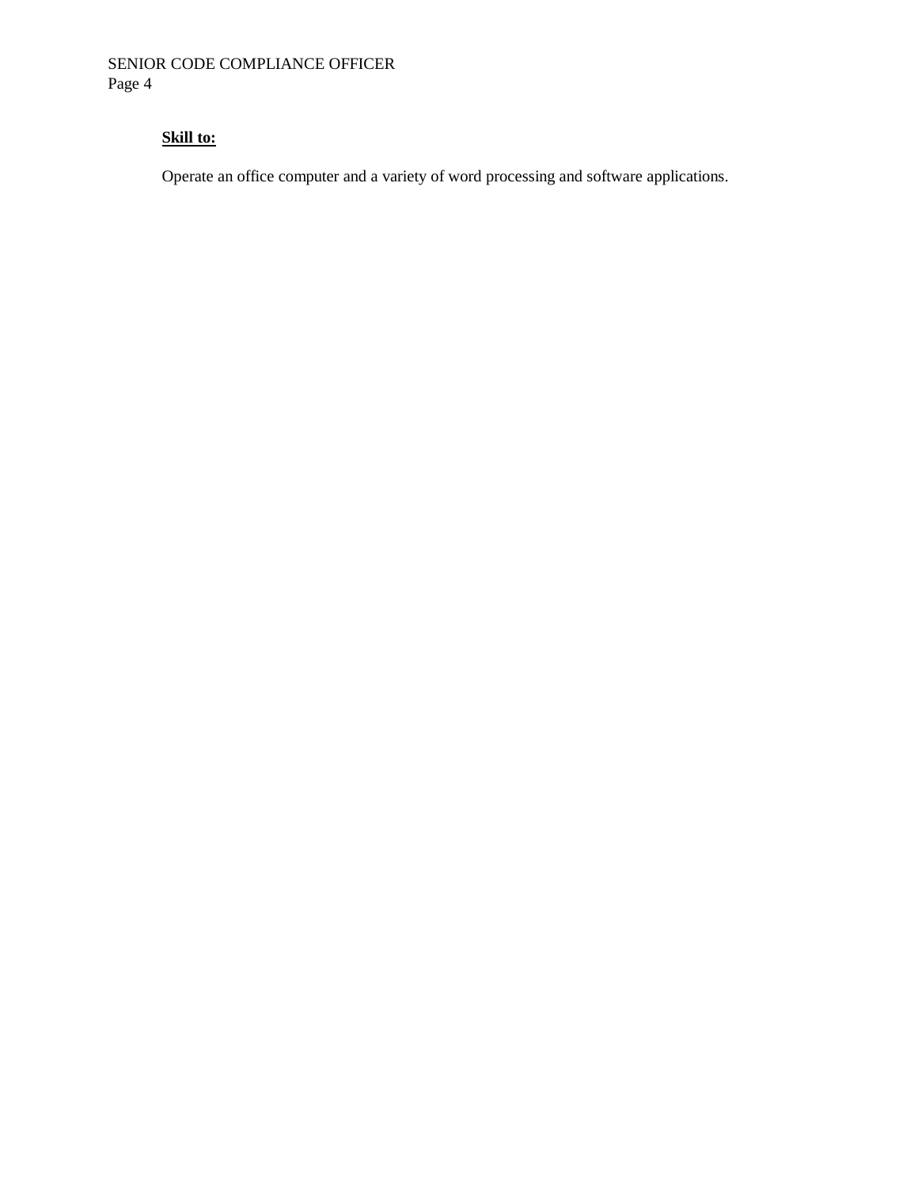**Skill to:**

Operate an office computer and a variety of word processing and software applications.